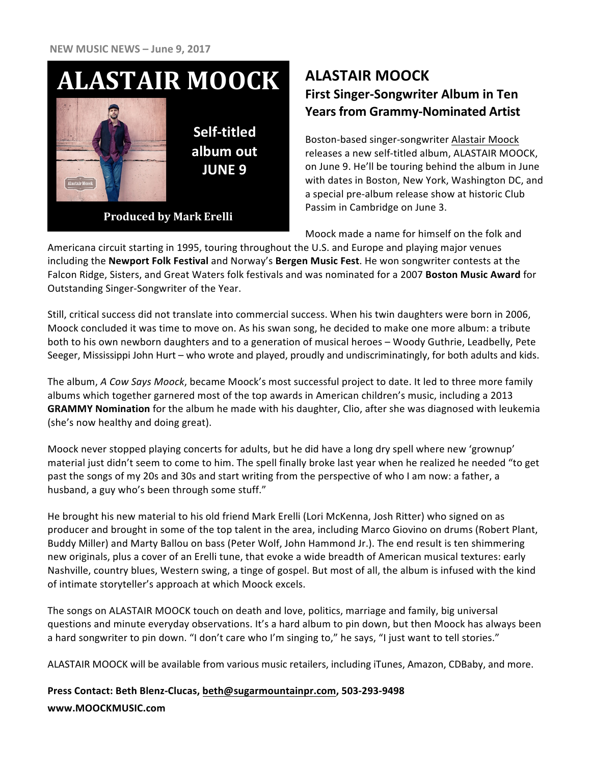**NEW MUSIC NEWS – June 9, 2017**

**ALASTAIR MOOCK**

**Self-titled album out JUNE 9**

**Produced by Mark Erelli**

# ALASTAIR MOOCK

## First Singer-Songwriter Album in Ten Years from Grammy-Nominated Artist

Boston-based singer-songwriter Alastair Moock releases a new self-titled album, ALASTAIR MOOCK, on June 9. He'll be touring behind the album in June with dates in Boston, New York, Washington DC, and a special pre-album release show at historic Club Passim in Cambridge on June 3.

Moock made a name for himself on the folk and Americana circuit starting in 1995, touring throughout the U.S. and Europe and playing major venues including the **Newport Folk Festival** and Norway's **Bergen Music Fest**. He won songwriter contests at the Falcon Ridge, Sisters, and Great Waters folk festivals and was nominated for a 2007 **Boston Music Award** for Outstanding Singer-Songwriter of the Year.

Still, critical success did not translate into commercial success. When his twin daughters were born in 2006, Moock concluded it was time to move on. As his swan song, he decided to make one more album: a tribute both to his own newborn daughters and to a generation of musical heroes – Woody Guthrie, Leadbelly, Pete Seeger, Mississippi John Hurt – who wrote and played, proudly and undiscriminatingly, for both adults and kids.

The album, *A Cow Says Moock*, became Moock's most successful project to date. It led to three more family albums which together garnered most of the top awards in American children's music, including a 2013 **GRAMMY Nomination** for the album he made with his daughter, Clio, after she was diagnosed with leukemia (she's now healthy and doing great).

Moock never stopped playing concerts for adults, but he did have a long dry spell where new 'grownup' material just didn't seem to come to him. The spell finally broke last year when he realized he needed "to get past the songs of my 20s and 30s and start writing from the perspective of who I am now: a father, a husband, a guy who's been through some stuff."

He brought his new material to his old friend Mark Erelli (Lori McKenna, Josh Ritter) who signed on as producer and brought in some of the top talent in the area, including Marco Giovino on drums (Robert Plant, Buddy Miller) and Marty Ballou on bass (Peter Wolf, John Hammond Jr.). The end result is ten shimmering new originals, plus a cover of an Erelli tune, that evoke a wide breadth of American musical textures: early Nashville, country blues, Western swing, a tinge of gospel. But most of all, the album is infused with the kind of intimate storyteller's approach at which Moock excels.

The songs on ALASTAIR MOOCK touch on death and love, politics, marriage and family, big universal questions and minute everyday observations. It's a hard album to pin down, but then Moock has always been a hard songwriter to pin down. "I don't care who I'm singing to," he says, "I just want to tell stories."

ALASTAIR MOOCK will be available from various music retailers, including iTunes, Amazon, CDBaby, and more.

**Press Contact: Beth Blenz-Clucas, beth@sugarmountainpr.com, 503-293-9498**

**www.MOOCKMUSIC.com**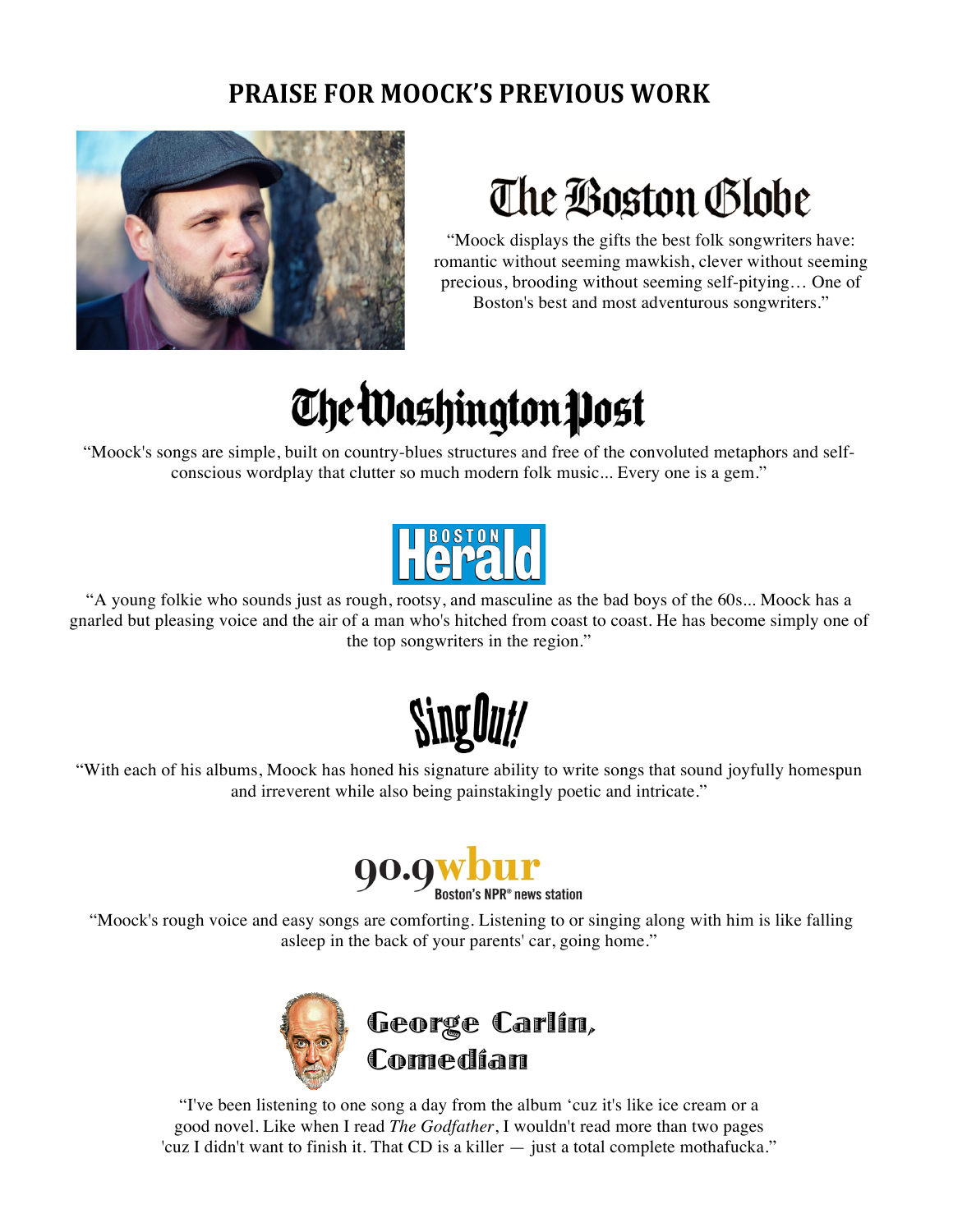## PRAISE FOR MOOCK'S PREVIOUS WORK

**The Boston Globe**

"Moock displays the gifts the best folk songwriters have: romantic without seeming mawkish, clever without seeming precious, brooding without seeming self-pitying… One of Boston's best and most adventurous songwriters."

**The Washington Post**

"Moock's songs are simple, built on country-blues structures and free of the convoluted metaphors and self-conscious wordplay that clutter so much modern folk music... Every one is a gem."

**Boston Herald**

"A young folkie who sounds just as rough, rootsy, and masculine as the bad boys of the 60s... Moock has a gnarled but pleasing voice and the air of a man who's hitched from coast to coast. He has become simply one of the top songwriters in the region."

**Sing Out!**

"With each of his albums, Moock has honed his signature ability to write songs that sound joyfully homespun and irreverent while also being painstakingly poetic and intricate."

**90.9 wbur** Boston's NPR® news station

"Moock's rough voice and easy songs are comforting. Listening to or singing along with him is like falling asleep in the back of your parents' car, going home."

**George Carlin, Comedian**

"I've been listening to one song a day from the album 'cuz it's like ice cream or a good novel. Like when I read *The Godfather*, I wouldn't read more than two pages 'cuz I didn't want to finish it. That CD is a killer — just a total complete mothafucka."